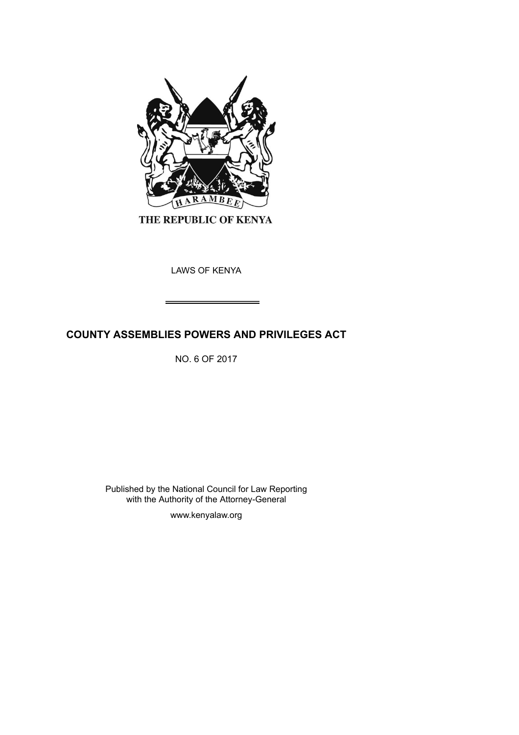HARAMBEE

THE REPUBLIC OF KENYA

LAWS OF KENYA

# COUNTY ASSEMBLIES POWERS AND PRIVILEGES ACT

NO. 6 OF 2017

Published by the National Council for Law Reporting
with the Authority of the Attorney-General

www.kenyalaw.org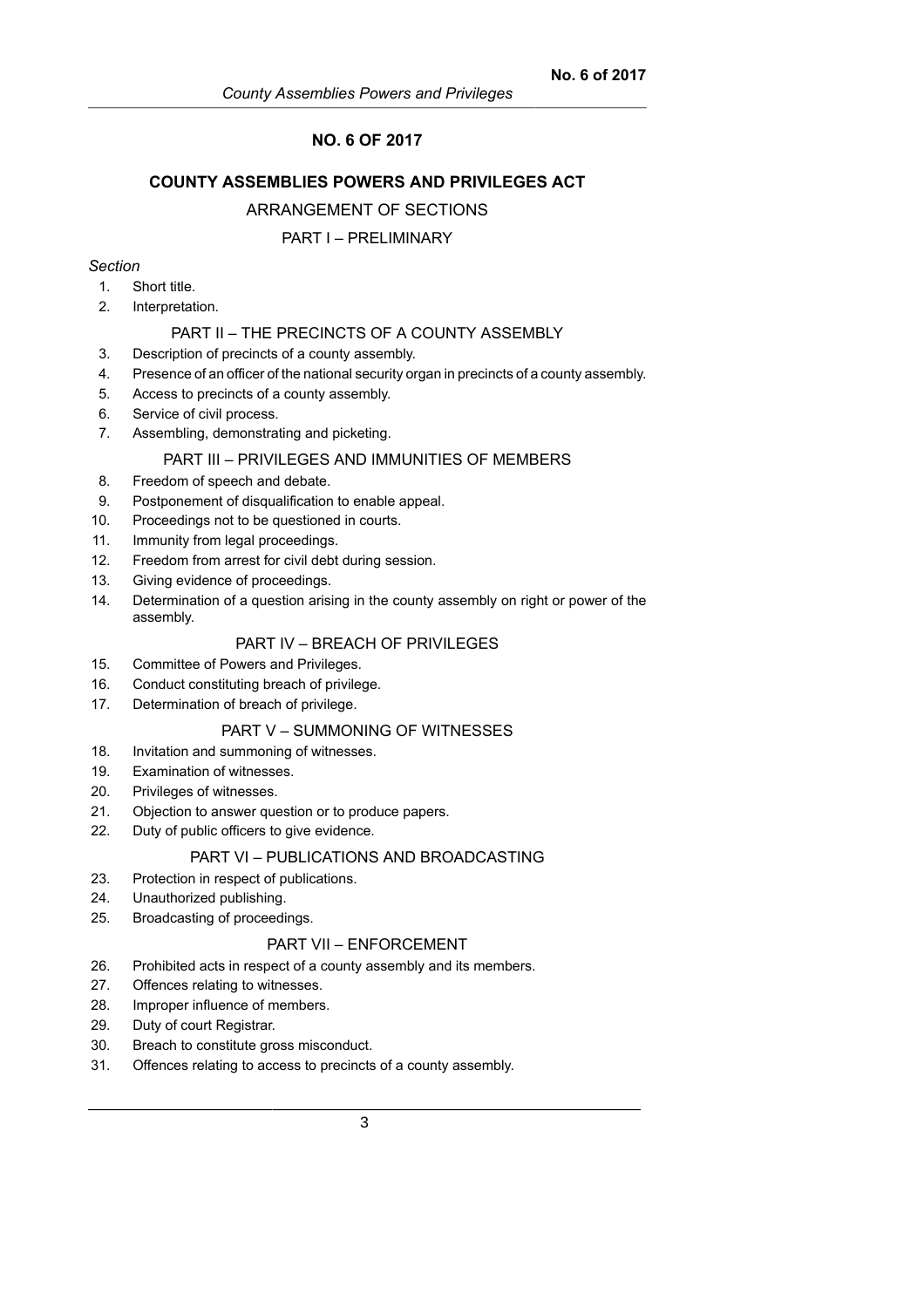# NO. 6 OF 2017

## COUNTY ASSEMBLIES POWERS AND PRIVILEGES ACT

### ARRANGEMENT OF SECTIONS

### PART I – PRELIMINARY

*Section*

1. Short title.
2. Interpretation.

### PART II – THE PRECINCTS OF A COUNTY ASSEMBLY

3. Description of precincts of a county assembly.
4. Presence of an officer of the national security organ in precincts of a county assembly.
5. Access to precincts of a county assembly.
6. Service of civil process.
7. Assembling, demonstrating and picketing.

### PART III – PRIVILEGES AND IMMUNITIES OF MEMBERS

8. Freedom of speech and debate.
9. Postponement of disqualification to enable appeal.
10. Proceedings not to be questioned in courts.
11. Immunity from legal proceedings.
12. Freedom from arrest for civil debt during session.
13. Giving evidence of proceedings.
14. Determination of a question arising in the county assembly on right or power of the assembly.

### PART IV – BREACH OF PRIVILEGES

15. Committee of Powers and Privileges.
16. Conduct constituting breach of privilege.
17. Determination of breach of privilege.

### PART V – SUMMONING OF WITNESSES

18. Invitation and summoning of witnesses.
19. Examination of witnesses.
20. Privileges of witnesses.
21. Objection to answer question or to produce papers.
22. Duty of public officers to give evidence.

### PART VI – PUBLICATIONS AND BROADCASTING

23. Protection in respect of publications.
24. Unauthorized publishing.
25. Broadcasting of proceedings.

### PART VII – ENFORCEMENT

26. Prohibited acts in respect of a county assembly and its members.
27. Offences relating to witnesses.
28. Improper influence of members.
29. Duty of court Registrar.
30. Breach to constitute gross misconduct.
31. Offences relating to access to precincts of a county assembly.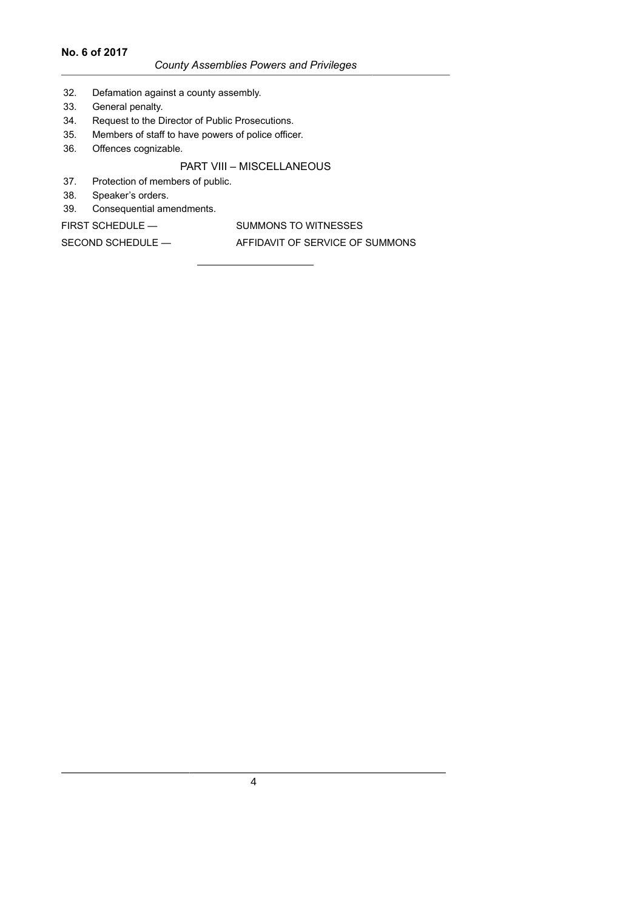32. Defamation against a county assembly.
33. General penalty.
34. Request to the Director of Public Prosecutions.
35. Members of staff to have powers of police officer.
36. Offences cognizable.

## PART VIII – MISCELLANEOUS

37. Protection of members of public.
38. Speaker's orders.
39. Consequential amendments.

FIRST SCHEDULE — SUMMONS TO WITNESSES

SECOND SCHEDULE — AFFIDAVIT OF SERVICE OF SUMMONS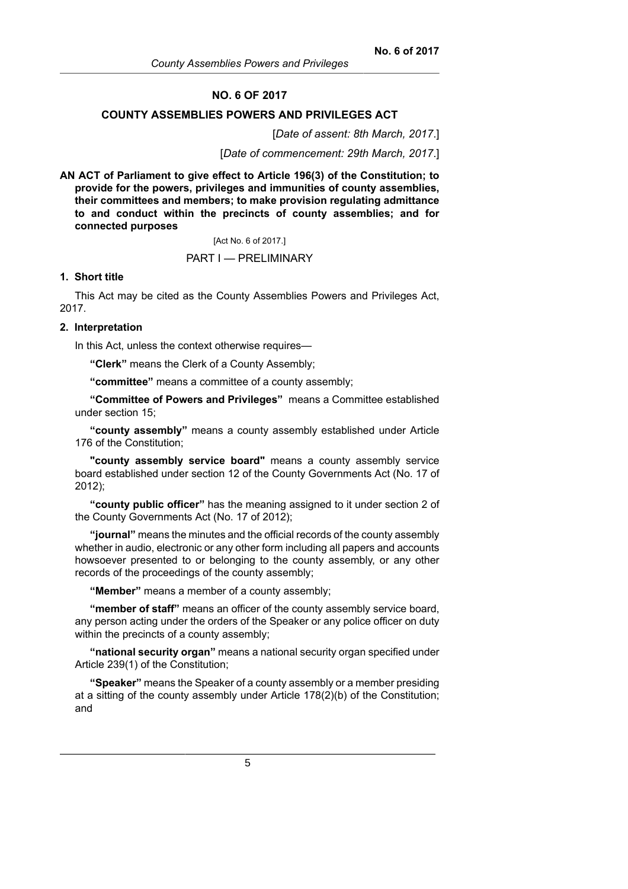## NO. 6 OF 2017

## COUNTY ASSEMBLIES POWERS AND PRIVILEGES ACT

[*Date of assent: 8th March, 2017*.]

[*Date of commencement: 29th March, 2017*.]

**AN ACT of Parliament to give effect to Article 196(3) of the Constitution; to provide for the powers, privileges and immunities of county assemblies, their committees and members; to make provision regulating admittance to and conduct within the precincts of county assemblies; and for connected purposes**

[Act No. 6 of 2017.]

PART I — PRELIMINARY

**1. Short title**

This Act may be cited as the County Assemblies Powers and Privileges Act, 2017.

**2. Interpretation**

In this Act, unless the context otherwise requires—

**"Clerk"** means the Clerk of a County Assembly;

**"committee"** means a committee of a county assembly;

**"Committee of Powers and Privileges"** means a Committee established under section 15;

**"county assembly"** means a county assembly established under Article 176 of the Constitution;

**"county assembly service board"** means a county assembly service board established under section 12 of the County Governments Act (No. 17 of 2012);

**"county public officer"** has the meaning assigned to it under section 2 of the County Governments Act (No. 17 of 2012);

**"journal"** means the minutes and the official records of the county assembly whether in audio, electronic or any other form including all papers and accounts howsoever presented to or belonging to the county assembly, or any other records of the proceedings of the county assembly;

**"Member"** means a member of a county assembly;

**"member of staff"** means an officer of the county assembly service board, any person acting under the orders of the Speaker or any police officer on duty within the precincts of a county assembly;

**"national security organ"** means a national security organ specified under Article 239(1) of the Constitution;

**"Speaker"** means the Speaker of a county assembly or a member presiding at a sitting of the county assembly under Article 178(2)(b) of the Constitution; and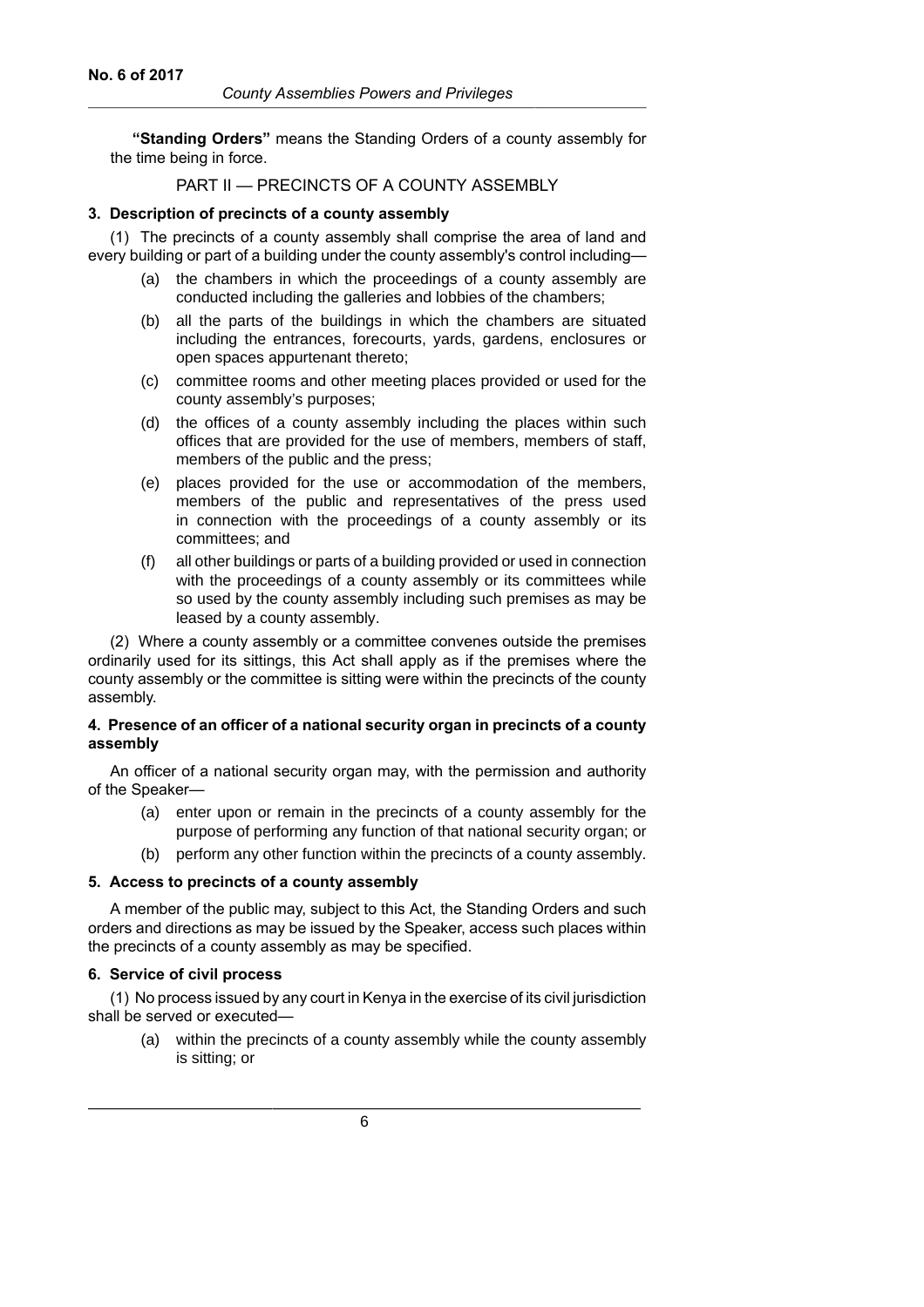**"Standing Orders"** means the Standing Orders of a county assembly for the time being in force.

## PART II — PRECINCTS OF A COUNTY ASSEMBLY

### 3. Description of precincts of a county assembly

(1) The precincts of a county assembly shall comprise the area of land and every building or part of a building under the county assembly's control including—

- (a) the chambers in which the proceedings of a county assembly are conducted including the galleries and lobbies of the chambers;
- (b) all the parts of the buildings in which the chambers are situated including the entrances, forecourts, yards, gardens, enclosures or open spaces appurtenant thereto;
- (c) committee rooms and other meeting places provided or used for the county assembly's purposes;
- (d) the offices of a county assembly including the places within such offices that are provided for the use of members, members of staff, members of the public and the press;
- (e) places provided for the use or accommodation of the members, members of the public and representatives of the press used in connection with the proceedings of a county assembly or its committees; and
- (f) all other buildings or parts of a building provided or used in connection with the proceedings of a county assembly or its committees while so used by the county assembly including such premises as may be leased by a county assembly.

(2) Where a county assembly or a committee convenes outside the premises ordinarily used for its sittings, this Act shall apply as if the premises where the county assembly or the committee is sitting were within the precincts of the county assembly.

### 4. Presence of an officer of a national security organ in precincts of a county assembly

An officer of a national security organ may, with the permission and authority of the Speaker—

- (a) enter upon or remain in the precincts of a county assembly for the purpose of performing any function of that national security organ; or
- (b) perform any other function within the precincts of a county assembly.

### 5. Access to precincts of a county assembly

A member of the public may, subject to this Act, the Standing Orders and such orders and directions as may be issued by the Speaker, access such places within the precincts of a county assembly as may be specified.

### 6. Service of civil process

(1) No process issued by any court in Kenya in the exercise of its civil jurisdiction shall be served or executed—

- (a) within the precincts of a county assembly while the county assembly is sitting; or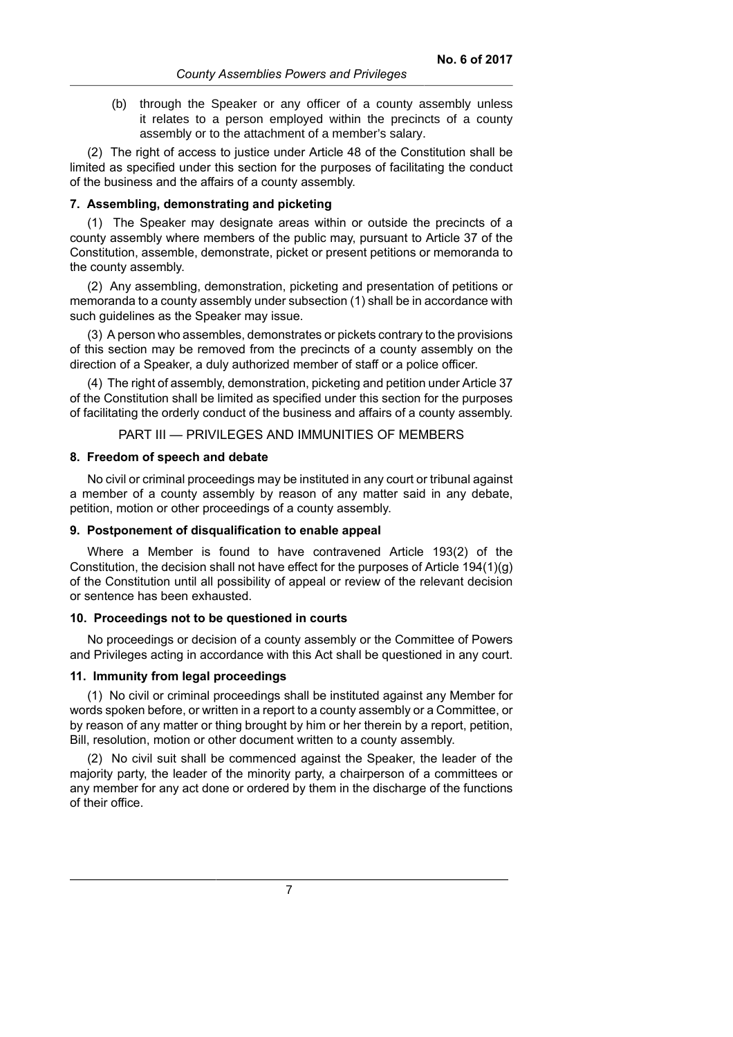(b) through the Speaker or any officer of a county assembly unless it relates to a person employed within the precincts of a county assembly or to the attachment of a member's salary.

(2) The right of access to justice under Article 48 of the Constitution shall be limited as specified under this section for the purposes of facilitating the conduct of the business and the affairs of a county assembly.

**7. Assembling, demonstrating and picketing**

(1) The Speaker may designate areas within or outside the precincts of a county assembly where members of the public may, pursuant to Article 37 of the Constitution, assemble, demonstrate, picket or present petitions or memoranda to the county assembly.

(2) Any assembling, demonstration, picketing and presentation of petitions or memoranda to a county assembly under subsection (1) shall be in accordance with such guidelines as the Speaker may issue.

(3) A person who assembles, demonstrates or pickets contrary to the provisions of this section may be removed from the precincts of a county assembly on the direction of a Speaker, a duly authorized member of staff or a police officer.

(4) The right of assembly, demonstration, picketing and petition under Article 37 of the Constitution shall be limited as specified under this section for the purposes of facilitating the orderly conduct of the business and affairs of a county assembly.

## PART III — PRIVILEGES AND IMMUNITIES OF MEMBERS

**8. Freedom of speech and debate**

No civil or criminal proceedings may be instituted in any court or tribunal against a member of a county assembly by reason of any matter said in any debate, petition, motion or other proceedings of a county assembly.

**9. Postponement of disqualification to enable appeal**

Where a Member is found to have contravened Article 193(2) of the Constitution, the decision shall not have effect for the purposes of Article 194(1)(g) of the Constitution until all possibility of appeal or review of the relevant decision or sentence has been exhausted.

**10. Proceedings not to be questioned in courts**

No proceedings or decision of a county assembly or the Committee of Powers and Privileges acting in accordance with this Act shall be questioned in any court.

**11. Immunity from legal proceedings**

(1) No civil or criminal proceedings shall be instituted against any Member for words spoken before, or written in a report to a county assembly or a Committee, or by reason of any matter or thing brought by him or her therein by a report, petition, Bill, resolution, motion or other document written to a county assembly.

(2) No civil suit shall be commenced against the Speaker, the leader of the majority party, the leader of the minority party, a chairperson of a committees or any member for any act done or ordered by them in the discharge of the functions of their office.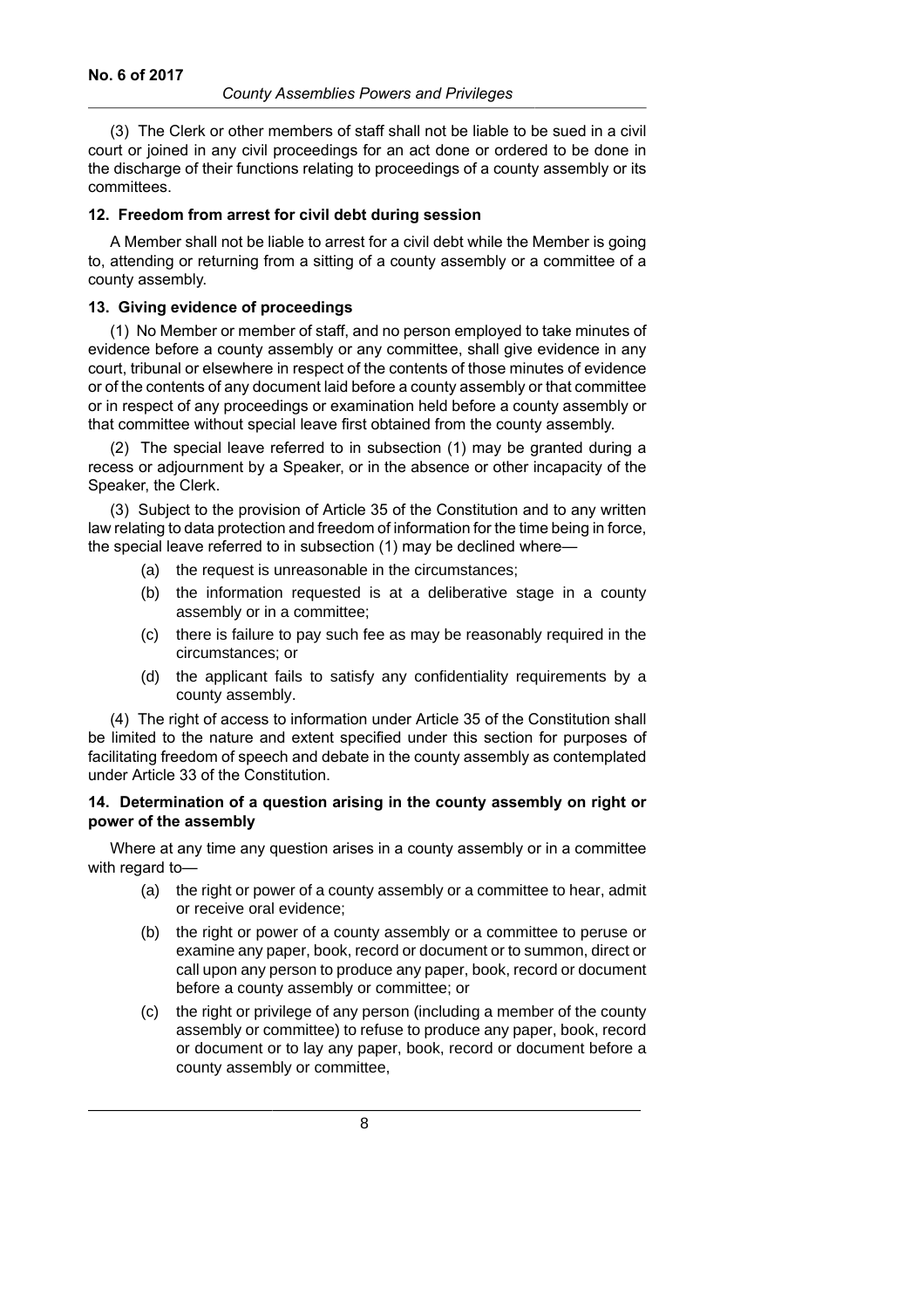(3) The Clerk or other members of staff shall not be liable to be sued in a civil court or joined in any civil proceedings for an act done or ordered to be done in the discharge of their functions relating to proceedings of a county assembly or its committees.

### 12. Freedom from arrest for civil debt during session

A Member shall not be liable to arrest for a civil debt while the Member is going to, attending or returning from a sitting of a county assembly or a committee of a county assembly.

### 13. Giving evidence of proceedings

(1) No Member or member of staff, and no person employed to take minutes of evidence before a county assembly or any committee, shall give evidence in any court, tribunal or elsewhere in respect of the contents of those minutes of evidence or of the contents of any document laid before a county assembly or that committee or in respect of any proceedings or examination held before a county assembly or that committee without special leave first obtained from the county assembly.

(2) The special leave referred to in subsection (1) may be granted during a recess or adjournment by a Speaker, or in the absence or other incapacity of the Speaker, the Clerk.

(3) Subject to the provision of Article 35 of the Constitution and to any written law relating to data protection and freedom of information for the time being in force, the special leave referred to in subsection (1) may be declined where—

- (a) the request is unreasonable in the circumstances;
- (b) the information requested is at a deliberative stage in a county assembly or in a committee;
- (c) there is failure to pay such fee as may be reasonably required in the circumstances; or
- (d) the applicant fails to satisfy any confidentiality requirements by a county assembly.

(4) The right of access to information under Article 35 of the Constitution shall be limited to the nature and extent specified under this section for purposes of facilitating freedom of speech and debate in the county assembly as contemplated under Article 33 of the Constitution.

### 14. Determination of a question arising in the county assembly on right or power of the assembly

Where at any time any question arises in a county assembly or in a committee with regard to—

- (a) the right or power of a county assembly or a committee to hear, admit or receive oral evidence;
- (b) the right or power of a county assembly or a committee to peruse or examine any paper, book, record or document or to summon, direct or call upon any person to produce any paper, book, record or document before a county assembly or committee; or
- (c) the right or privilege of any person (including a member of the county assembly or committee) to refuse to produce any paper, book, record or document or to lay any paper, book, record or document before a county assembly or committee,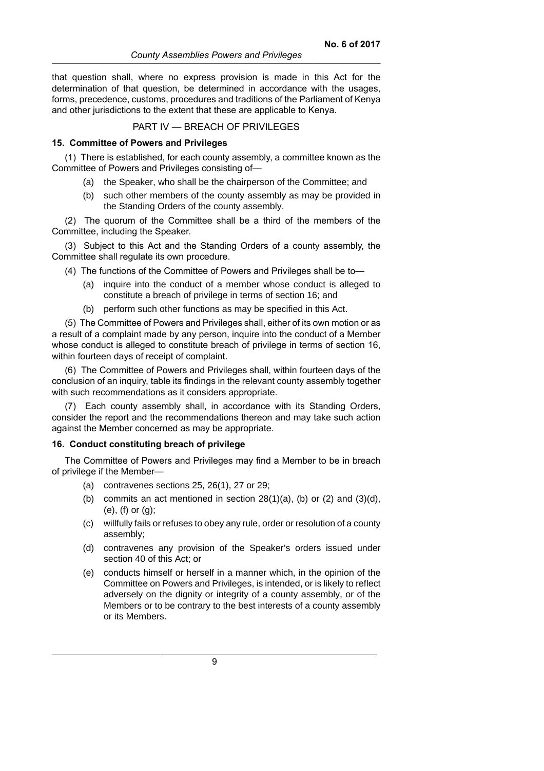that question shall, where no express provision is made in this Act for the determination of that question, be determined in accordance with the usages, forms, precedence, customs, procedures and traditions of the Parliament of Kenya and other jurisdictions to the extent that these are applicable to Kenya.

## PART IV — BREACH OF PRIVILEGES

### 15. Committee of Powers and Privileges

(1) There is established, for each county assembly, a committee known as the Committee of Powers and Privileges consisting of—

- (a) the Speaker, who shall be the chairperson of the Committee; and
- (b) such other members of the county assembly as may be provided in the Standing Orders of the county assembly.

(2) The quorum of the Committee shall be a third of the members of the Committee, including the Speaker.

(3) Subject to this Act and the Standing Orders of a county assembly, the Committee shall regulate its own procedure.

(4) The functions of the Committee of Powers and Privileges shall be to—

- (a) inquire into the conduct of a member whose conduct is alleged to constitute a breach of privilege in terms of section 16; and
- (b) perform such other functions as may be specified in this Act.

(5) The Committee of Powers and Privileges shall, either of its own motion or as a result of a complaint made by any person, inquire into the conduct of a Member whose conduct is alleged to constitute breach of privilege in terms of section 16, within fourteen days of receipt of complaint.

(6) The Committee of Powers and Privileges shall, within fourteen days of the conclusion of an inquiry, table its findings in the relevant county assembly together with such recommendations as it considers appropriate.

(7) Each county assembly shall, in accordance with its Standing Orders, consider the report and the recommendations thereon and may take such action against the Member concerned as may be appropriate.

### 16. Conduct constituting breach of privilege

The Committee of Powers and Privileges may find a Member to be in breach of privilege if the Member—

- (a) contravenes sections 25, 26(1), 27 or 29;
- (b) commits an act mentioned in section 28(1)(a), (b) or (2) and (3)(d), (e), (f) or (g);
- (c) willfully fails or refuses to obey any rule, order or resolution of a county assembly;
- (d) contravenes any provision of the Speaker's orders issued under section 40 of this Act; or
- (e) conducts himself or herself in a manner which, in the opinion of the Committee on Powers and Privileges, is intended, or is likely to reflect adversely on the dignity or integrity of a county assembly, or of the Members or to be contrary to the best interests of a county assembly or its Members.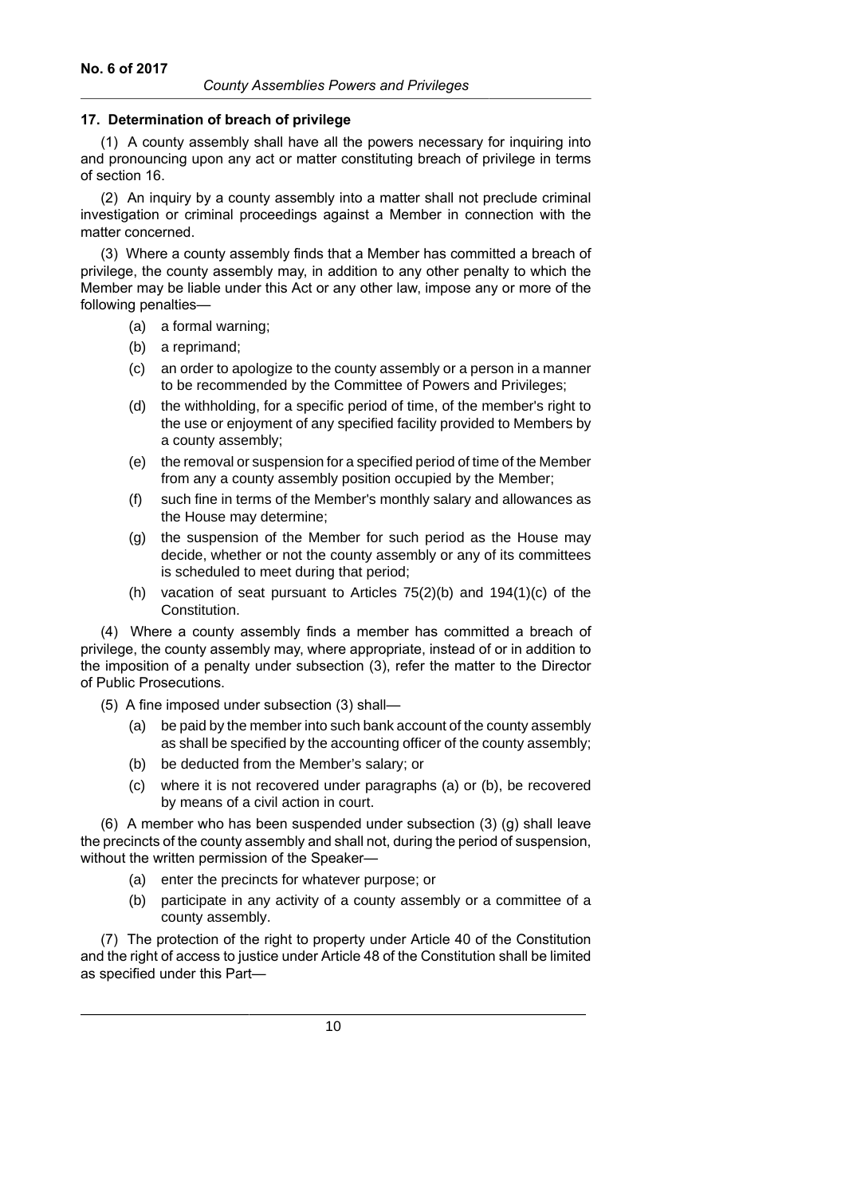### 17. Determination of breach of privilege

(1) A county assembly shall have all the powers necessary for inquiring into and pronouncing upon any act or matter constituting breach of privilege in terms of section 16.

(2) An inquiry by a county assembly into a matter shall not preclude criminal investigation or criminal proceedings against a Member in connection with the matter concerned.

(3) Where a county assembly finds that a Member has committed a breach of privilege, the county assembly may, in addition to any other penalty to which the Member may be liable under this Act or any other law, impose any or more of the following penalties—

- (a) a formal warning;
- (b) a reprimand;
- (c) an order to apologize to the county assembly or a person in a manner to be recommended by the Committee of Powers and Privileges;
- (d) the withholding, for a specific period of time, of the member's right to the use or enjoyment of any specified facility provided to Members by a county assembly;
- (e) the removal or suspension for a specified period of time of the Member from any a county assembly position occupied by the Member;
- (f) such fine in terms of the Member's monthly salary and allowances as the House may determine;
- (g) the suspension of the Member for such period as the House may decide, whether or not the county assembly or any of its committees is scheduled to meet during that period;
- (h) vacation of seat pursuant to Articles 75(2)(b) and 194(1)(c) of the Constitution.

(4) Where a county assembly finds a member has committed a breach of privilege, the county assembly may, where appropriate, instead of or in addition to the imposition of a penalty under subsection (3), refer the matter to the Director of Public Prosecutions.

(5) A fine imposed under subsection (3) shall—

- (a) be paid by the member into such bank account of the county assembly as shall be specified by the accounting officer of the county assembly;
- (b) be deducted from the Member's salary; or
- (c) where it is not recovered under paragraphs (a) or (b), be recovered by means of a civil action in court.

(6) A member who has been suspended under subsection (3) (g) shall leave the precincts of the county assembly and shall not, during the period of suspension, without the written permission of the Speaker—

- (a) enter the precincts for whatever purpose; or
- (b) participate in any activity of a county assembly or a committee of a county assembly.

(7) The protection of the right to property under Article 40 of the Constitution and the right of access to justice under Article 48 of the Constitution shall be limited as specified under this Part—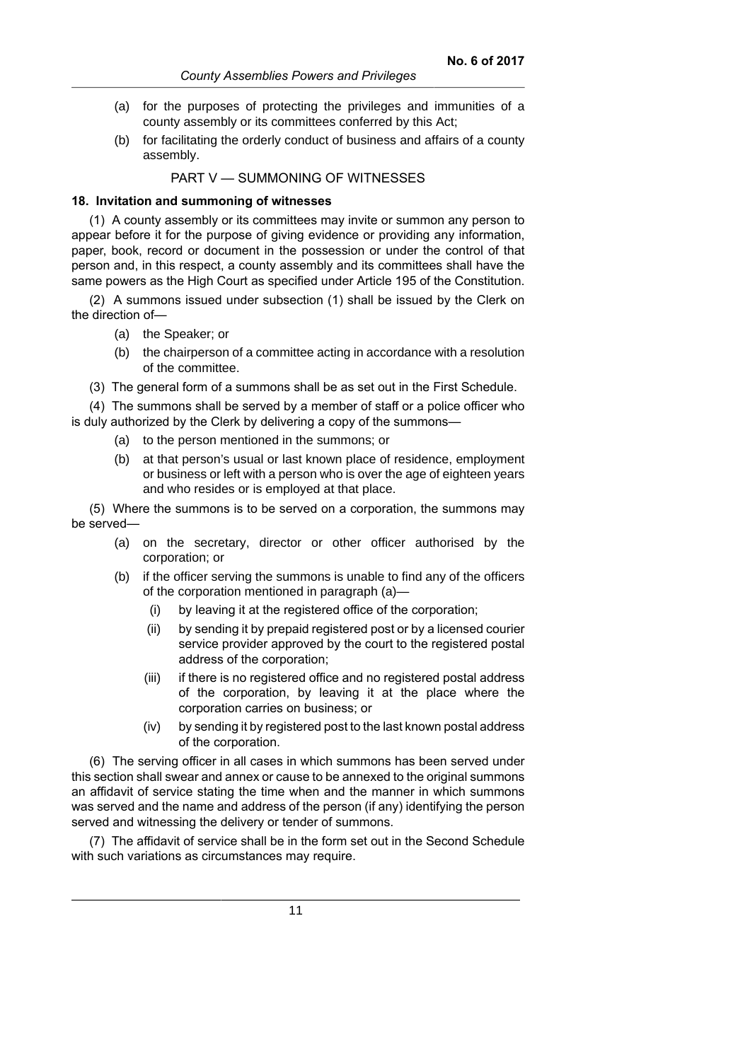(a) for the purposes of protecting the privileges and immunities of a county assembly or its committees conferred by this Act;

(b) for facilitating the orderly conduct of business and affairs of a county assembly.

## PART V — SUMMONING OF WITNESSES

### 18. Invitation and summoning of witnesses

(1) A county assembly or its committees may invite or summon any person to appear before it for the purpose of giving evidence or providing any information, paper, book, record or document in the possession or under the control of that person and, in this respect, a county assembly and its committees shall have the same powers as the High Court as specified under Article 195 of the Constitution.

(2) A summons issued under subsection (1) shall be issued by the Clerk on the direction of—

(a) the Speaker; or

(b) the chairperson of a committee acting in accordance with a resolution of the committee.

(3) The general form of a summons shall be as set out in the First Schedule.

(4) The summons shall be served by a member of staff or a police officer who is duly authorized by the Clerk by delivering a copy of the summons—

(a) to the person mentioned in the summons; or

(b) at that person's usual or last known place of residence, employment or business or left with a person who is over the age of eighteen years and who resides or is employed at that place.

(5) Where the summons is to be served on a corporation, the summons may be served—

(a) on the secretary, director or other officer authorised by the corporation; or

(b) if the officer serving the summons is unable to find any of the officers of the corporation mentioned in paragraph (a)—

(i) by leaving it at the registered office of the corporation;

(ii) by sending it by prepaid registered post or by a licensed courier service provider approved by the court to the registered postal address of the corporation;

(iii) if there is no registered office and no registered postal address of the corporation, by leaving it at the place where the corporation carries on business; or

(iv) by sending it by registered post to the last known postal address of the corporation.

(6) The serving officer in all cases in which summons has been served under this section shall swear and annex or cause to be annexed to the original summons an affidavit of service stating the time when and the manner in which summons was served and the name and address of the person (if any) identifying the person served and witnessing the delivery or tender of summons.

(7) The affidavit of service shall be in the form set out in the Second Schedule with such variations as circumstances may require.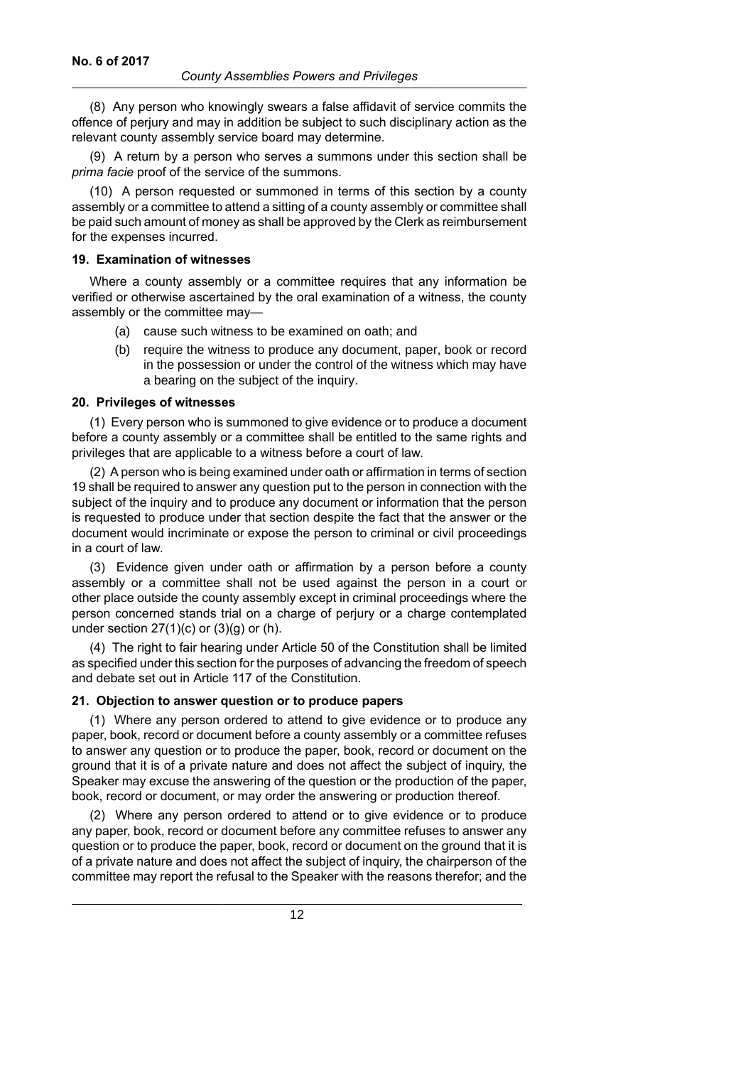(8) Any person who knowingly swears a false affidavit of service commits the offence of perjury and may in addition be subject to such disciplinary action as the relevant county assembly service board may determine.

(9) A return by a person who serves a summons under this section shall be *prima facie* proof of the service of the summons.

(10) A person requested or summoned in terms of this section by a county assembly or a committee to attend a sitting of a county assembly or committee shall be paid such amount of money as shall be approved by the Clerk as reimbursement for the expenses incurred.

**19. Examination of witnesses**

Where a county assembly or a committee requires that any information be verified or otherwise ascertained by the oral examination of a witness, the county assembly or the committee may—

(a) cause such witness to be examined on oath; and

(b) require the witness to produce any document, paper, book or record in the possession or under the control of the witness which may have a bearing on the subject of the inquiry.

**20. Privileges of witnesses**

(1) Every person who is summoned to give evidence or to produce a document before a county assembly or a committee shall be entitled to the same rights and privileges that are applicable to a witness before a court of law.

(2) A person who is being examined under oath or affirmation in terms of section 19 shall be required to answer any question put to the person in connection with the subject of the inquiry and to produce any document or information that the person is requested to produce under that section despite the fact that the answer or the document would incriminate or expose the person to criminal or civil proceedings in a court of law.

(3) Evidence given under oath or affirmation by a person before a county assembly or a committee shall not be used against the person in a court or other place outside the county assembly except in criminal proceedings where the person concerned stands trial on a charge of perjury or a charge contemplated under section 27(1)(c) or (3)(g) or (h).

(4) The right to fair hearing under Article 50 of the Constitution shall be limited as specified under this section for the purposes of advancing the freedom of speech and debate set out in Article 117 of the Constitution.

**21. Objection to answer question or to produce papers**

(1) Where any person ordered to attend to give evidence or to produce any paper, book, record or document before a county assembly or a committee refuses to answer any question or to produce the paper, book, record or document on the ground that it is of a private nature and does not affect the subject of inquiry, the Speaker may excuse the answering of the question or the production of the paper, book, record or document, or may order the answering or production thereof.

(2) Where any person ordered to attend or to give evidence or to produce any paper, book, record or document before any committee refuses to answer any question or to produce the paper, book, record or document on the ground that it is of a private nature and does not affect the subject of inquiry, the chairperson of the committee may report the refusal to the Speaker with the reasons therefor; and the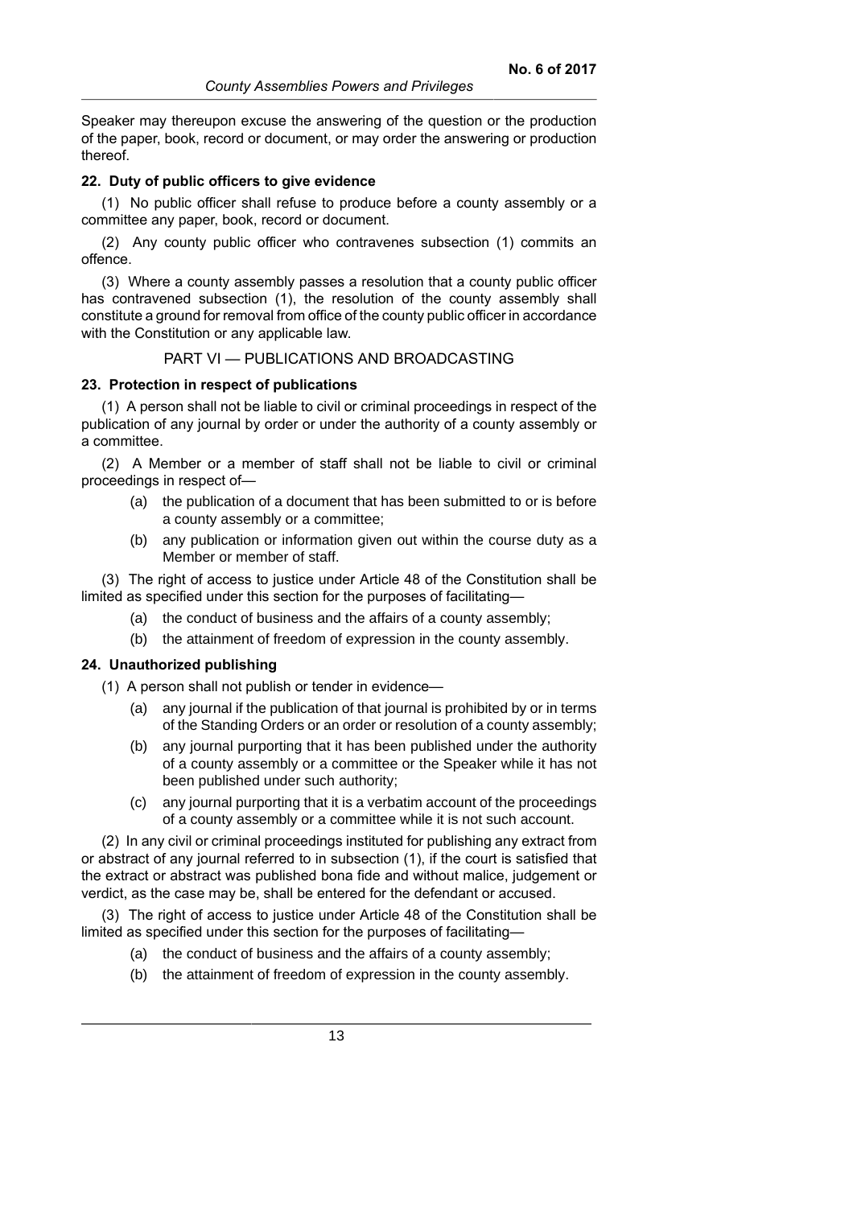Speaker may thereupon excuse the answering of the question or the production of the paper, book, record or document, or may order the answering or production thereof.

**22. Duty of public officers to give evidence**

(1) No public officer shall refuse to produce before a county assembly or a committee any paper, book, record or document.

(2) Any county public officer who contravenes subsection (1) commits an offence.

(3) Where a county assembly passes a resolution that a county public officer has contravened subsection (1), the resolution of the county assembly shall constitute a ground for removal from office of the county public officer in accordance with the Constitution or any applicable law.

## PART VI — PUBLICATIONS AND BROADCASTING

**23. Protection in respect of publications**

(1) A person shall not be liable to civil or criminal proceedings in respect of the publication of any journal by order or under the authority of a county assembly or a committee.

(2) A Member or a member of staff shall not be liable to civil or criminal proceedings in respect of—

- (a) the publication of a document that has been submitted to or is before a county assembly or a committee;
- (b) any publication or information given out within the course duty as a Member or member of staff.

(3) The right of access to justice under Article 48 of the Constitution shall be limited as specified under this section for the purposes of facilitating—

- (a) the conduct of business and the affairs of a county assembly;
- (b) the attainment of freedom of expression in the county assembly.

**24. Unauthorized publishing**

(1) A person shall not publish or tender in evidence—

- (a) any journal if the publication of that journal is prohibited by or in terms of the Standing Orders or an order or resolution of a county assembly;
- (b) any journal purporting that it has been published under the authority of a county assembly or a committee or the Speaker while it has not been published under such authority;
- (c) any journal purporting that it is a verbatim account of the proceedings of a county assembly or a committee while it is not such account.

(2) In any civil or criminal proceedings instituted for publishing any extract from or abstract of any journal referred to in subsection (1), if the court is satisfied that the extract or abstract was published bona fide and without malice, judgement or verdict, as the case may be, shall be entered for the defendant or accused.

(3) The right of access to justice under Article 48 of the Constitution shall be limited as specified under this section for the purposes of facilitating—

- (a) the conduct of business and the affairs of a county assembly;
- (b) the attainment of freedom of expression in the county assembly.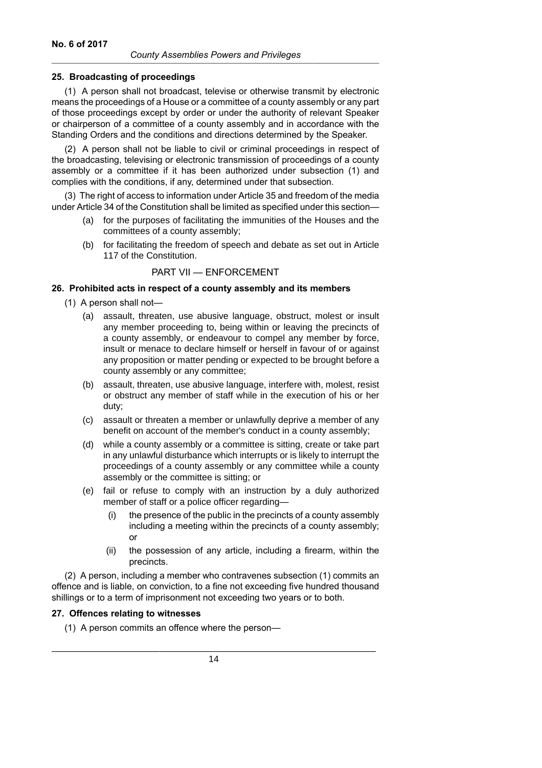#### 25. Broadcasting of proceedings

(1) A person shall not broadcast, televise or otherwise transmit by electronic means the proceedings of a House or a committee of a county assembly or any part of those proceedings except by order or under the authority of relevant Speaker or chairperson of a committee of a county assembly and in accordance with the Standing Orders and the conditions and directions determined by the Speaker.

(2) A person shall not be liable to civil or criminal proceedings in respect of the broadcasting, televising or electronic transmission of proceedings of a county assembly or a committee if it has been authorized under subsection (1) and complies with the conditions, if any, determined under that subsection.

(3) The right of access to information under Article 35 and freedom of the media under Article 34 of the Constitution shall be limited as specified under this section—

- (a) for the purposes of facilitating the immunities of the Houses and the committees of a county assembly;
- (b) for facilitating the freedom of speech and debate as set out in Article 117 of the Constitution.

### PART VII — ENFORCEMENT

#### 26. Prohibited acts in respect of a county assembly and its members

(1) A person shall not—

- (a) assault, threaten, use abusive language, obstruct, molest or insult any member proceeding to, being within or leaving the precincts of a county assembly, or endeavour to compel any member by force, insult or menace to declare himself or herself in favour of or against any proposition or matter pending or expected to be brought before a county assembly or any committee;
- (b) assault, threaten, use abusive language, interfere with, molest, resist or obstruct any member of staff while in the execution of his or her duty;
- (c) assault or threaten a member or unlawfully deprive a member of any benefit on account of the member's conduct in a county assembly;
- (d) while a county assembly or a committee is sitting, create or take part in any unlawful disturbance which interrupts or is likely to interrupt the proceedings of a county assembly or any committee while a county assembly or the committee is sitting; or
- (e) fail or refuse to comply with an instruction by a duly authorized member of staff or a police officer regarding—
  - (i) the presence of the public in the precincts of a county assembly including a meeting within the precincts of a county assembly; or
  - (ii) the possession of any article, including a firearm, within the precincts.

(2) A person, including a member who contravenes subsection (1) commits an offence and is liable, on conviction, to a fine not exceeding five hundred thousand shillings or to a term of imprisonment not exceeding two years or to both.

#### 27. Offences relating to witnesses

(1) A person commits an offence where the person—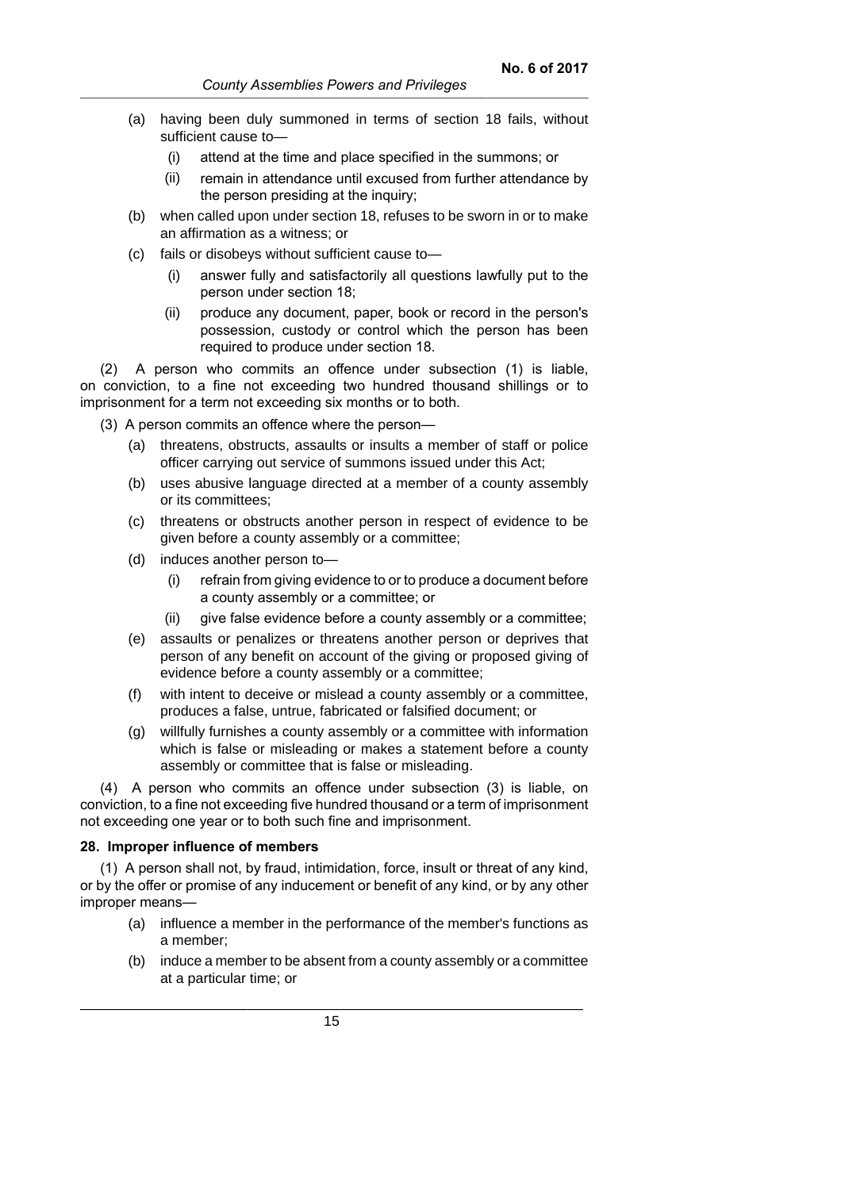(a) having been duly summoned in terms of section 18 fails, without sufficient cause to—

  (i) attend at the time and place specified in the summons; or

  (ii) remain in attendance until excused from further attendance by the person presiding at the inquiry;

(b) when called upon under section 18, refuses to be sworn in or to make an affirmation as a witness; or

(c) fails or disobeys without sufficient cause to—

  (i) answer fully and satisfactorily all questions lawfully put to the person under section 18;

  (ii) produce any document, paper, book or record in the person's possession, custody or control which the person has been required to produce under section 18.

(2) A person who commits an offence under subsection (1) is liable, on conviction, to a fine not exceeding two hundred thousand shillings or to imprisonment for a term not exceeding six months or to both.

(3) A person commits an offence where the person—

(a) threatens, obstructs, assaults or insults a member of staff or police officer carrying out service of summons issued under this Act;

(b) uses abusive language directed at a member of a county assembly or its committees;

(c) threatens or obstructs another person in respect of evidence to be given before a county assembly or a committee;

(d) induces another person to—

  (i) refrain from giving evidence to or to produce a document before a county assembly or a committee; or

  (ii) give false evidence before a county assembly or a committee;

(e) assaults or penalizes or threatens another person or deprives that person of any benefit on account of the giving or proposed giving of evidence before a county assembly or a committee;

(f) with intent to deceive or mislead a county assembly or a committee, produces a false, untrue, fabricated or falsified document; or

(g) willfully furnishes a county assembly or a committee with information which is false or misleading or makes a statement before a county assembly or committee that is false or misleading.

(4) A person who commits an offence under subsection (3) is liable, on conviction, to a fine not exceeding five hundred thousand or a term of imprisonment not exceeding one year or to both such fine and imprisonment.

**28. Improper influence of members**

(1) A person shall not, by fraud, intimidation, force, insult or threat of any kind, or by the offer or promise of any inducement or benefit of any kind, or by any other improper means—

(a) influence a member in the performance of the member's functions as a member;

(b) induce a member to be absent from a county assembly or a committee at a particular time; or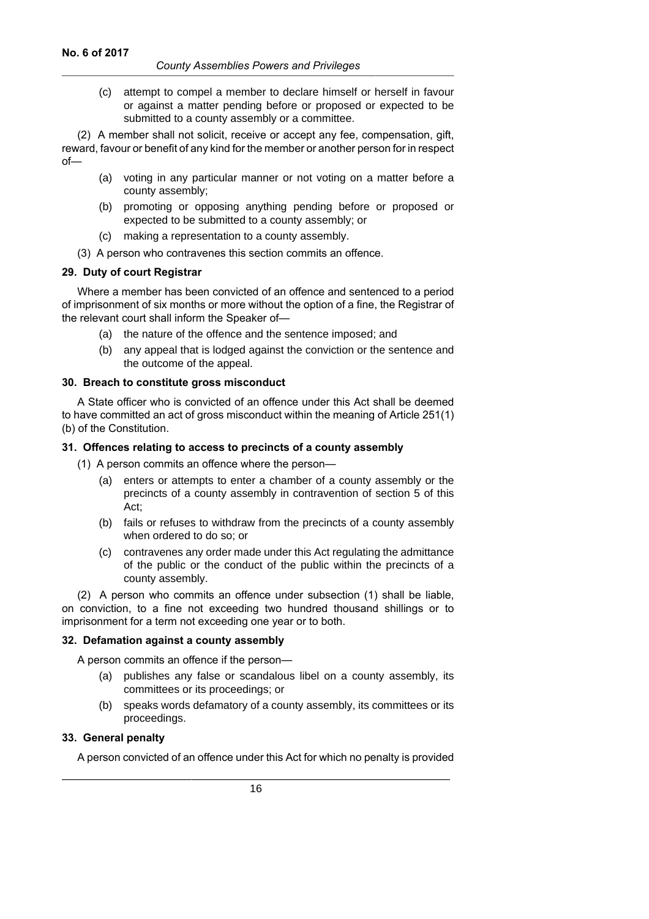(c) attempt to compel a member to declare himself or herself in favour or against a matter pending before or proposed or expected to be submitted to a county assembly or a committee.

(2) A member shall not solicit, receive or accept any fee, compensation, gift, reward, favour or benefit of any kind for the member or another person for in respect of—

(a) voting in any particular manner or not voting on a matter before a county assembly;

(b) promoting or opposing anything pending before or proposed or expected to be submitted to a county assembly; or

(c) making a representation to a county assembly.

(3) A person who contravenes this section commits an offence.

**29. Duty of court Registrar**

Where a member has been convicted of an offence and sentenced to a period of imprisonment of six months or more without the option of a fine, the Registrar of the relevant court shall inform the Speaker of—

(a) the nature of the offence and the sentence imposed; and

(b) any appeal that is lodged against the conviction or the sentence and the outcome of the appeal.

**30. Breach to constitute gross misconduct**

A State officer who is convicted of an offence under this Act shall be deemed to have committed an act of gross misconduct within the meaning of Article 251(1)(b) of the Constitution.

**31. Offences relating to access to precincts of a county assembly**

(1) A person commits an offence where the person—

(a) enters or attempts to enter a chamber of a county assembly or the precincts of a county assembly in contravention of section 5 of this Act;

(b) fails or refuses to withdraw from the precincts of a county assembly when ordered to do so; or

(c) contravenes any order made under this Act regulating the admittance of the public or the conduct of the public within the precincts of a county assembly.

(2) A person who commits an offence under subsection (1) shall be liable, on conviction, to a fine not exceeding two hundred thousand shillings or to imprisonment for a term not exceeding one year or to both.

**32. Defamation against a county assembly**

A person commits an offence if the person—

(a) publishes any false or scandalous libel on a county assembly, its committees or its proceedings; or

(b) speaks words defamatory of a county assembly, its committees or its proceedings.

**33. General penalty**

A person convicted of an offence under this Act for which no penalty is provided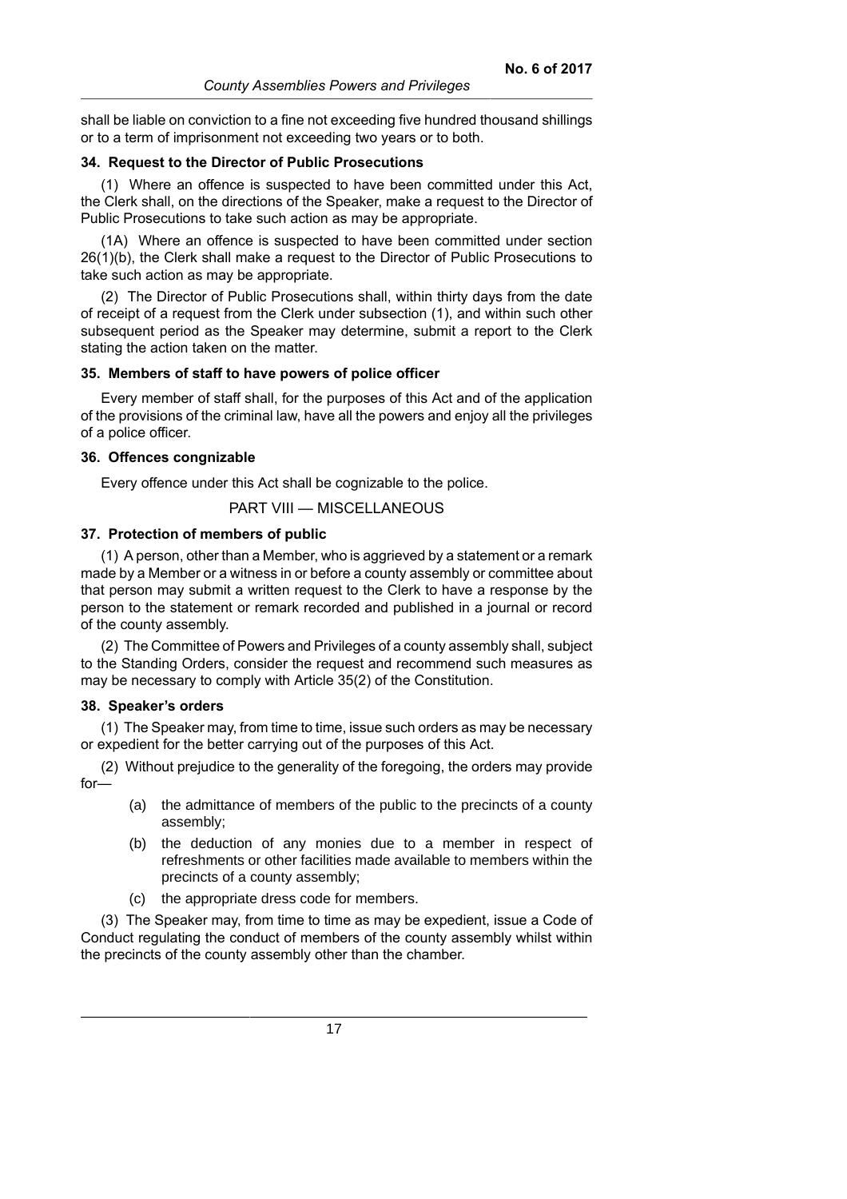shall be liable on conviction to a fine not exceeding five hundred thousand shillings or to a term of imprisonment not exceeding two years or to both.

**34. Request to the Director of Public Prosecutions**

(1) Where an offence is suspected to have been committed under this Act, the Clerk shall, on the directions of the Speaker, make a request to the Director of Public Prosecutions to take such action as may be appropriate.

(1A) Where an offence is suspected to have been committed under section 26(1)(b), the Clerk shall make a request to the Director of Public Prosecutions to take such action as may be appropriate.

(2) The Director of Public Prosecutions shall, within thirty days from the date of receipt of a request from the Clerk under subsection (1), and within such other subsequent period as the Speaker may determine, submit a report to the Clerk stating the action taken on the matter.

**35. Members of staff to have powers of police officer**

Every member of staff shall, for the purposes of this Act and of the application of the provisions of the criminal law, have all the powers and enjoy all the privileges of a police officer.

**36. Offences congnizable**

Every offence under this Act shall be cognizable to the police.

PART VIII — MISCELLANEOUS

**37. Protection of members of public**

(1) A person, other than a Member, who is aggrieved by a statement or a remark made by a Member or a witness in or before a county assembly or committee about that person may submit a written request to the Clerk to have a response by the person to the statement or remark recorded and published in a journal or record of the county assembly.

(2) The Committee of Powers and Privileges of a county assembly shall, subject to the Standing Orders, consider the request and recommend such measures as may be necessary to comply with Article 35(2) of the Constitution.

**38. Speaker's orders**

(1) The Speaker may, from time to time, issue such orders as may be necessary or expedient for the better carrying out of the purposes of this Act.

(2) Without prejudice to the generality of the foregoing, the orders may provide for—

- (a) the admittance of members of the public to the precincts of a county assembly;
- (b) the deduction of any monies due to a member in respect of refreshments or other facilities made available to members within the precincts of a county assembly;
- (c) the appropriate dress code for members.

(3) The Speaker may, from time to time as may be expedient, issue a Code of Conduct regulating the conduct of members of the county assembly whilst within the precincts of the county assembly other than the chamber.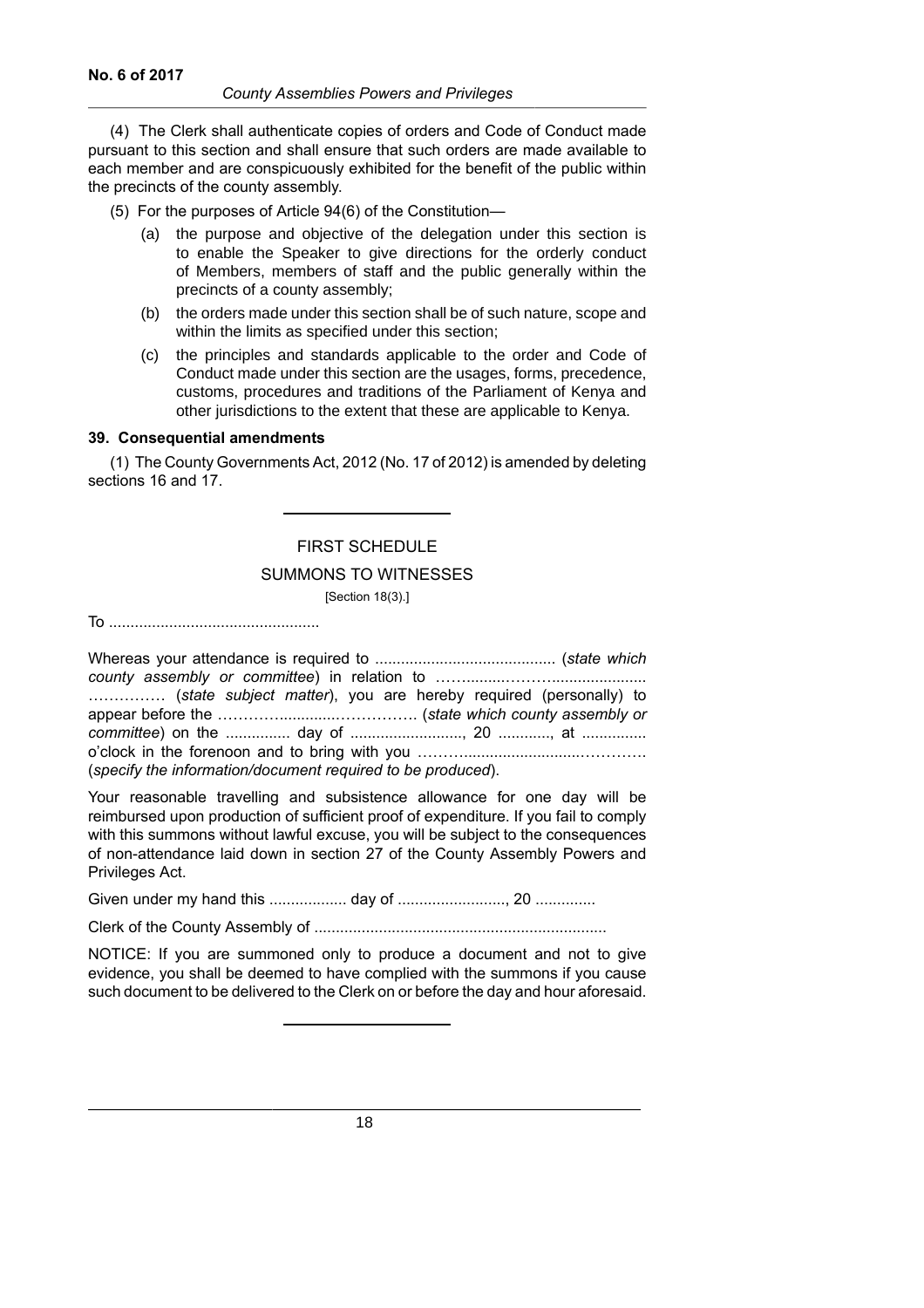(4) The Clerk shall authenticate copies of orders and Code of Conduct made pursuant to this section and shall ensure that such orders are made available to each member and are conspicuously exhibited for the benefit of the public within the precincts of the county assembly.

(5) For the purposes of Article 94(6) of the Constitution—

(a) the purpose and objective of the delegation under this section is to enable the Speaker to give directions for the orderly conduct of Members, members of staff and the public generally within the precincts of a county assembly;

(b) the orders made under this section shall be of such nature, scope and within the limits as specified under this section;

(c) the principles and standards applicable to the order and Code of Conduct made under this section are the usages, forms, precedence, customs, procedures and traditions of the Parliament of Kenya and other jurisdictions to the extent that these are applicable to Kenya.

**39. Consequential amendments**

(1) The County Governments Act, 2012 (No. 17 of 2012) is amended by deleting sections 16 and 17.

---

FIRST SCHEDULE

SUMMONS TO WITNESSES

[Section 18(3).]

To .................................................

Whereas your attendance is required to .......................................... (*state which county assembly or committee*) in relation to ……..........……….....................…………… (*state subject matter*), you are hereby required (personally) to appear before the …………............……………. (*state which county assembly or committee*) on the ............... day of .........................., 20 ............, at ............... o'clock in the forenoon and to bring with you ………..........................………… (*specify the information/document required to be produced*).

Your reasonable travelling and subsistence allowance for one day will be reimbursed upon production of sufficient proof of expenditure. If you fail to comply with this summons without lawful excuse, you will be subject to the consequences of non-attendance laid down in section 27 of the County Assembly Powers and Privileges Act.

Given under my hand this .................. day of .........................., 20 ..............

Clerk of the County Assembly of ...................................................................

NOTICE: If you are summoned only to produce a document and not to give evidence, you shall be deemed to have complied with the summons if you cause such document to be delivered to the Clerk on or before the day and hour aforesaid.

---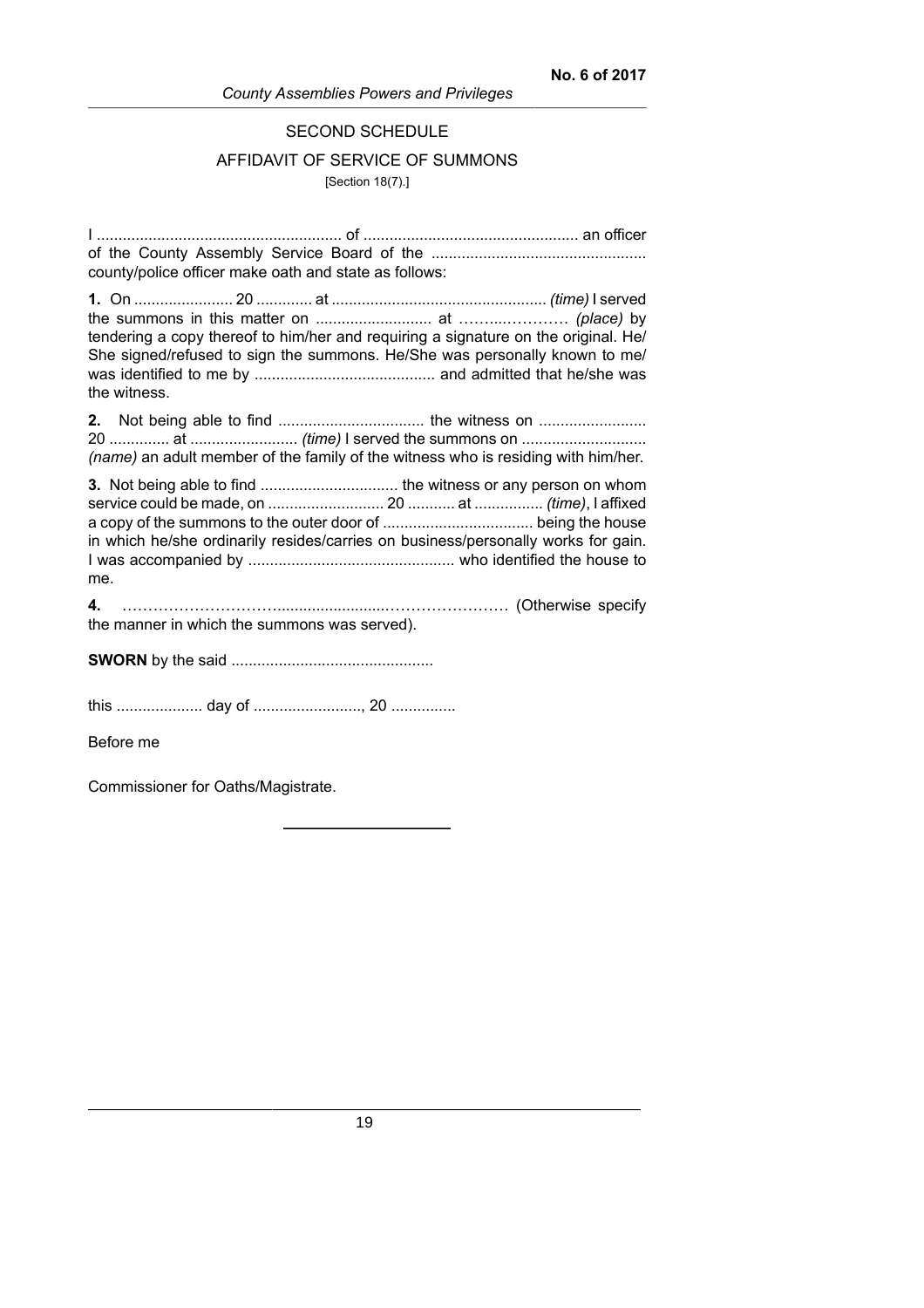## SECOND SCHEDULE

### AFFIDAVIT OF SERVICE OF SUMMONS

[Section 18(7).]

I ......................................................... of .................................................. an officer of the County Assembly Service Board of the .................................................. county/police officer make oath and state as follows:

**1.** On ....................... 20 ............. at .................................................. *(time)* I served the summons in this matter on ........................... at ……...……… *(place)* by tendering a copy thereof to him/her and requiring a signature on the original. He/She signed/refused to sign the summons. He/She was personally known to me/was identified to me by .......................................... and admitted that he/she was the witness.

**2.** Not being able to find .................................. the witness on ......................... 20 .............. at ......................... *(time)* I served the summons on ............................ *(name)* an adult member of the family of the witness who is residing with him/her.

**3.** Not being able to find ................................ the witness or any person on whom service could be made, on ........................... 20 ........... at ................ *(time)*, I affixed a copy of the summons to the outer door of ................................... being the house in which he/she ordinarily resides/carries on business/personally works for gain. I was accompanied by ................................................ who identified the house to me.

**4.** …………………………........................…………………… (Otherwise specify the manner in which the summons was served).

**SWORN** by the said ..............................................

this .................... day of ........................., 20 ...............

Before me

Commissioner for Oaths/Magistrate.